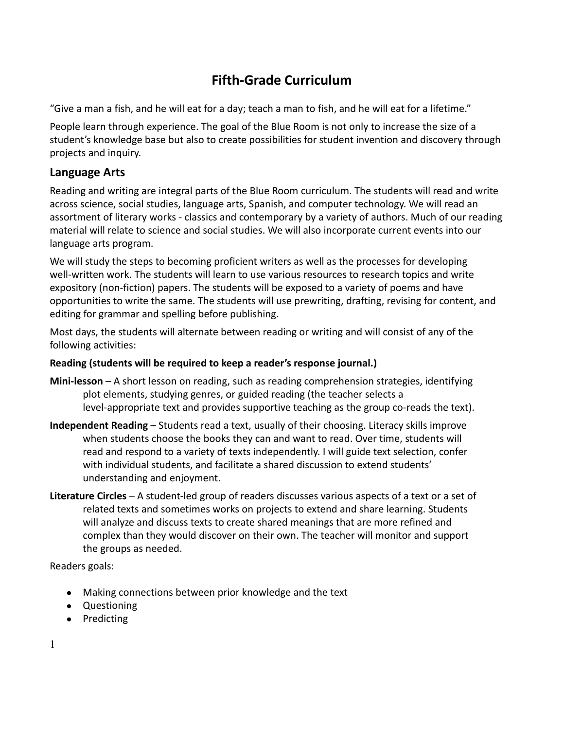# Fifth-Grade Curriculum

"Give a man a fish, and he will eat for a day; teach a man to fish, and he will eat for a lifetime."

People learn through experience. The goal of the Blue Room is not only to increase the size of a student's knowledge base but also to create possibilities for student invention and discovery through projects and inquiry.

## Language Arts

Reading and writing are integral parts of the Blue Room curriculum. The students will read and write across science, social studies, language arts, Spanish, and computer technology. We will read an assortment of literary works - classics and contemporary by a variety of authors. Much of our reading material will relate to science and social studies. We will also incorporate current events into our language arts program.

We will study the steps to becoming proficient writers as well as the processes for developing well-written work. The students will learn to use various resources to research topics and write expository (non-fiction) papers. The students will be exposed to a variety of poems and have opportunities to write the same. The students will use prewriting, drafting, revising for content, and editing for grammar and spelling before publishing.

Most days, the students will alternate between reading or writing and will consist of any of the following activities:

**Reading (students will be required to keep a reader's response journal.)**

**Mini-lesson** – A short lesson on reading, such as reading comprehension strategies, identifying plot elements, studying genres, or guided reading (the teacher selects a level-appropriate text and provides supportive teaching as the group co-reads the text).

**Independent Reading** – Students read a text, usually of their choosing. Literacy skills improve when students choose the books they can and want to read. Over time, students will read and respond to a variety of texts independently. I will guide text selection, confer with individual students, and facilitate a shared discussion to extend students' understanding and enjoyment.

**Literature Circles** – A student-led group of readers discusses various aspects of a text or a set of related texts and sometimes works on projects to extend and share learning. Students will analyze and discuss texts to create shared meanings that are more refined and complex than they would discover on their own. The teacher will monitor and support the groups as needed.

Readers goals:

- Making connections between prior knowledge and the text
- Questioning
- Predicting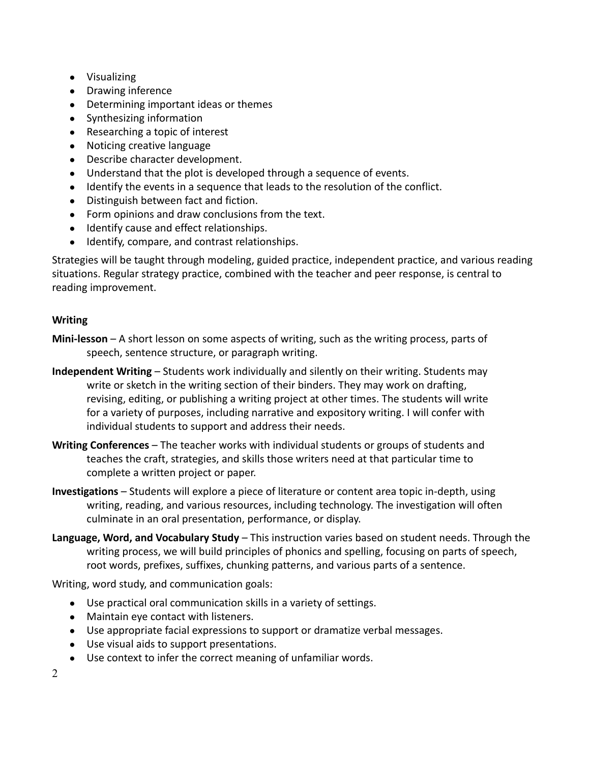- Visualizing
- Drawing inference
- Determining important ideas or themes
- Synthesizing information
- Researching a topic of interest
- Noticing creative language
- Describe character development.
- Understand that the plot is developed through a sequence of events.
- Identify the events in a sequence that leads to the resolution of the conflict.
- Distinguish between fact and fiction.
- Form opinions and draw conclusions from the text.
- Identify cause and effect relationships.
- Identify, compare, and contrast relationships.

Strategies will be taught through modeling, guided practice, independent practice, and various reading situations. Regular strategy practice, combined with the teacher and peer response, is central to reading improvement.

**Writing**

**Mini-lesson** – A short lesson on some aspects of writing, such as the writing process, parts of speech, sentence structure, or paragraph writing.

**Independent Writing** – Students work individually and silently on their writing. Students may write or sketch in the writing section of their binders. They may work on drafting, revising, editing, or publishing a writing project at other times. The students will write for a variety of purposes, including narrative and expository writing. I will confer with individual students to support and address their needs.

**Writing Conferences** – The teacher works with individual students or groups of students and teaches the craft, strategies, and skills those writers need at that particular time to complete a written project or paper.

**Investigations** – Students will explore a piece of literature or content area topic in-depth, using writing, reading, and various resources, including technology. The investigation will often culminate in an oral presentation, performance, or display.

**Language, Word, and Vocabulary Study** – This instruction varies based on student needs. Through the writing process, we will build principles of phonics and spelling, focusing on parts of speech, root words, prefixes, suffixes, chunking patterns, and various parts of a sentence.

Writing, word study, and communication goals:

- Use practical oral communication skills in a variety of settings.
- Maintain eye contact with listeners.
- Use appropriate facial expressions to support or dramatize verbal messages.
- Use visual aids to support presentations.
- Use context to infer the correct meaning of unfamiliar words.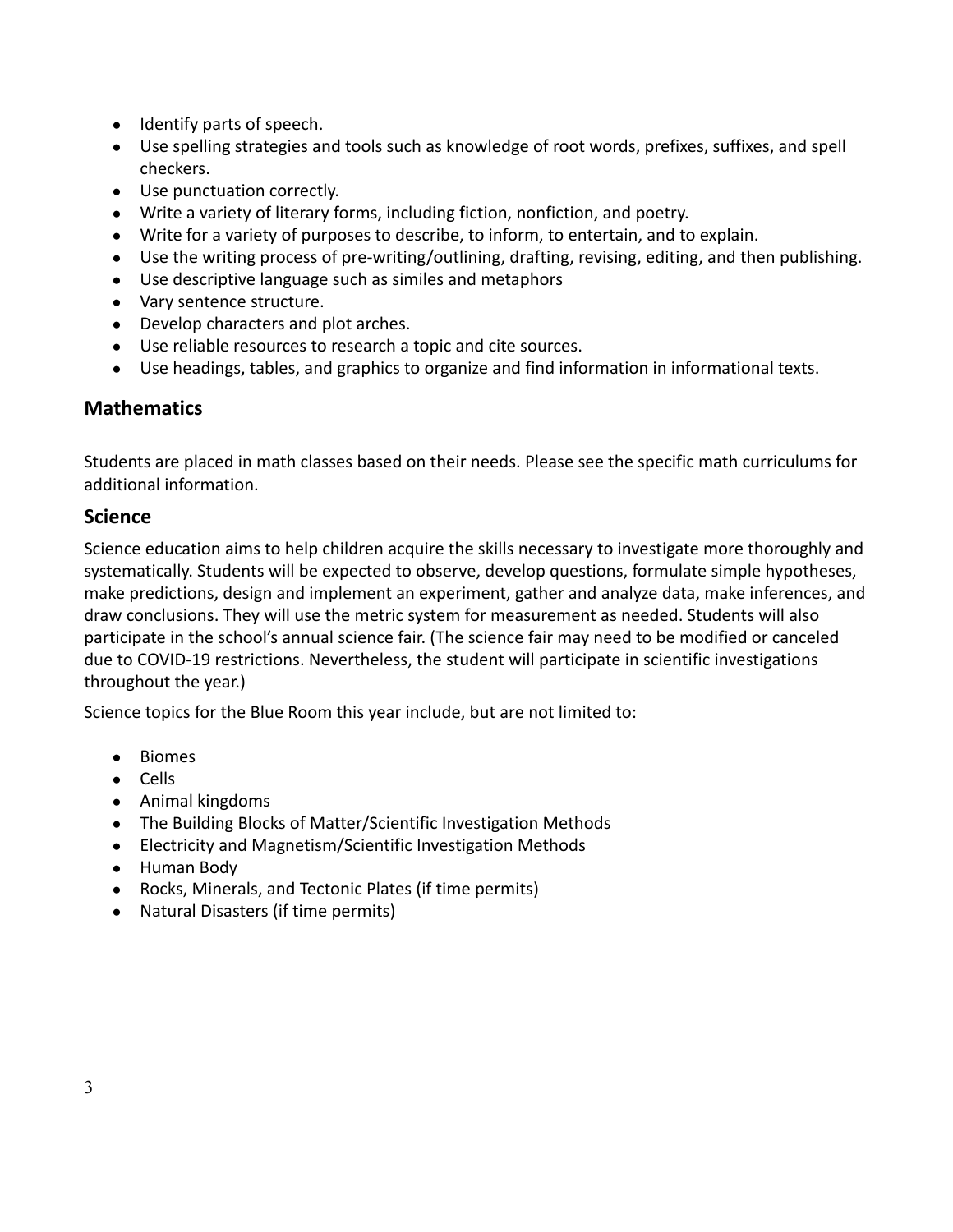- Identify parts of speech.
- Use spelling strategies and tools such as knowledge of root words, prefixes, suffixes, and spell checkers.
- Use punctuation correctly.
- Write a variety of literary forms, including fiction, nonfiction, and poetry.
- Write for a variety of purposes to describe, to inform, to entertain, and to explain.
- Use the writing process of pre-writing/outlining, drafting, revising, editing, and then publishing.
- Use descriptive language such as similes and metaphors
- Vary sentence structure.
- Develop characters and plot arches.
- Use reliable resources to research a topic and cite sources.
- Use headings, tables, and graphics to organize and find information in informational texts.

## Mathematics

Students are placed in math classes based on their needs. Please see the specific math curriculums for additional information.

## Science

Science education aims to help children acquire the skills necessary to investigate more thoroughly and systematically. Students will be expected to observe, develop questions, formulate simple hypotheses, make predictions, design and implement an experiment, gather and analyze data, make inferences, and draw conclusions. They will use the metric system for measurement as needed. Students will also participate in the school's annual science fair. (The science fair may need to be modified or canceled due to COVID-19 restrictions. Nevertheless, the student will participate in scientific investigations throughout the year.)

Science topics for the Blue Room this year include, but are not limited to:

- Biomes
- Cells
- Animal kingdoms
- The Building Blocks of Matter/Scientific Investigation Methods
- Electricity and Magnetism/Scientific Investigation Methods
- Human Body
- Rocks, Minerals, and Tectonic Plates (if time permits)
- Natural Disasters (if time permits)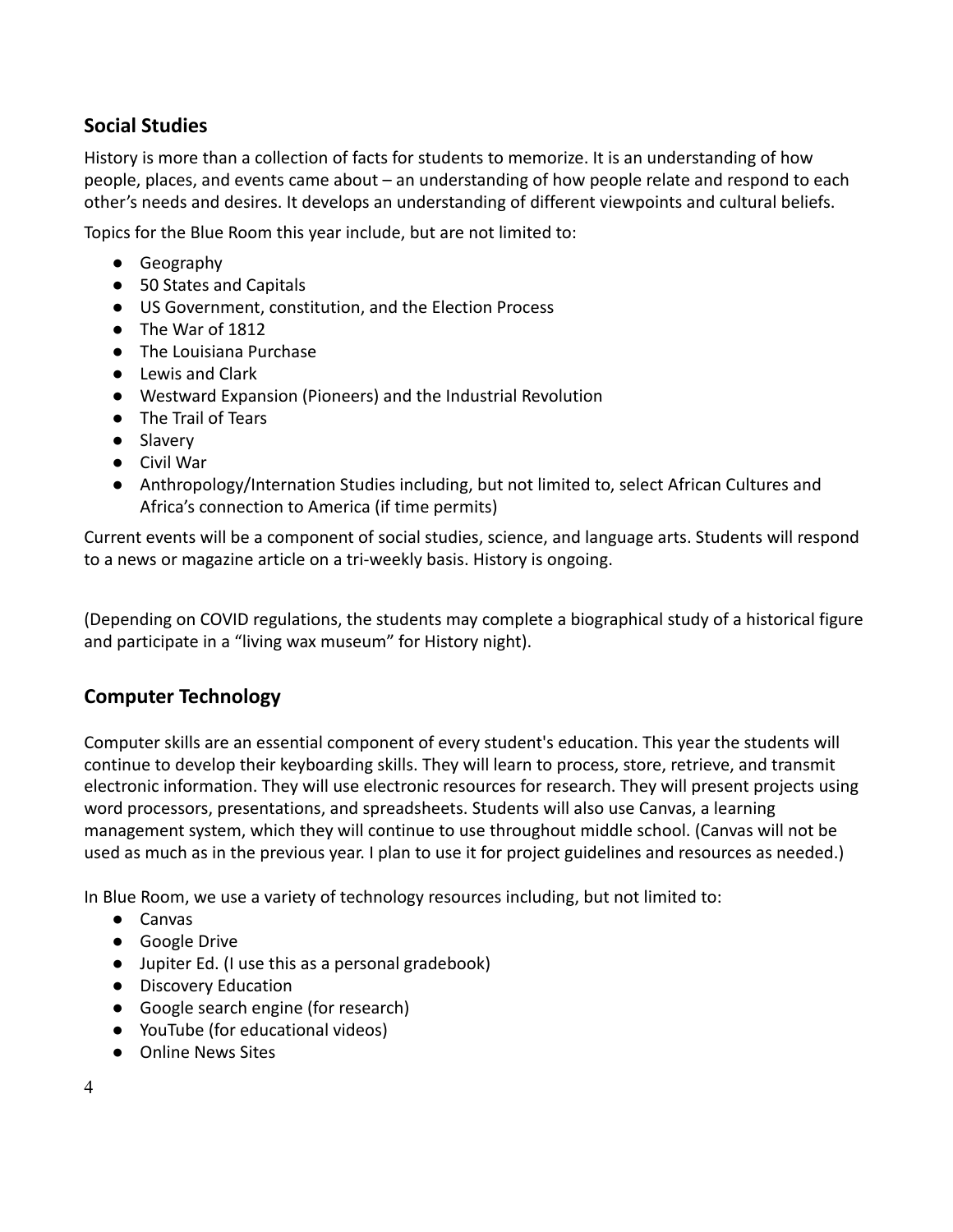## Social Studies

History is more than a collection of facts for students to memorize. It is an understanding of how people, places, and events came about – an understanding of how people relate and respond to each other's needs and desires. It develops an understanding of different viewpoints and cultural beliefs.

Topics for the Blue Room this year include, but are not limited to:

- Geography
- 50 States and Capitals
- US Government, constitution, and the Election Process
- The War of 1812
- The Louisiana Purchase
- Lewis and Clark
- Westward Expansion (Pioneers) and the Industrial Revolution
- The Trail of Tears
- Slavery
- Civil War
- Anthropology/Internation Studies including, but not limited to, select African Cultures and Africa's connection to America (if time permits)

Current events will be a component of social studies, science, and language arts. Students will respond to a news or magazine article on a tri-weekly basis. History is ongoing.

(Depending on COVID regulations, the students may complete a biographical study of a historical figure and participate in a "living wax museum" for History night).

## Computer Technology

Computer skills are an essential component of every student's education. This year the students will continue to develop their keyboarding skills. They will learn to process, store, retrieve, and transmit electronic information. They will use electronic resources for research. They will present projects using word processors, presentations, and spreadsheets. Students will also use Canvas, a learning management system, which they will continue to use throughout middle school. (Canvas will not be used as much as in the previous year. I plan to use it for project guidelines and resources as needed.)

In Blue Room, we use a variety of technology resources including, but not limited to:

- Canvas
- Google Drive
- Jupiter Ed. (I use this as a personal gradebook)
- Discovery Education
- Google search engine (for research)
- YouTube (for educational videos)
- Online News Sites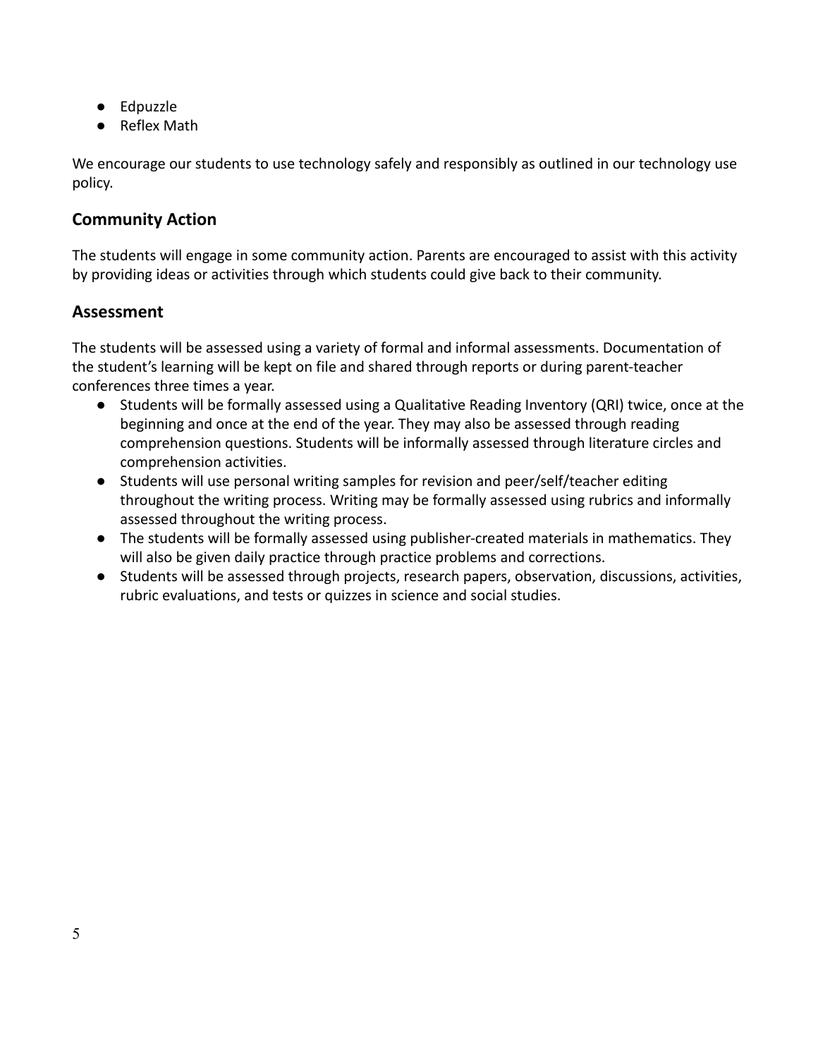- Edpuzzle
- Reflex Math

We encourage our students to use technology safely and responsibly as outlined in our technology use policy.

## Community Action

The students will engage in some community action. Parents are encouraged to assist with this activity by providing ideas or activities through which students could give back to their community.

## Assessment

The students will be assessed using a variety of formal and informal assessments. Documentation of the student's learning will be kept on file and shared through reports or during parent-teacher conferences three times a year.

- Students will be formally assessed using a Qualitative Reading Inventory (QRI) twice, once at the beginning and once at the end of the year. They may also be assessed through reading comprehension questions. Students will be informally assessed through literature circles and comprehension activities.
- Students will use personal writing samples for revision and peer/self/teacher editing throughout the writing process. Writing may be formally assessed using rubrics and informally assessed throughout the writing process.
- The students will be formally assessed using publisher-created materials in mathematics. They will also be given daily practice through practice problems and corrections.
- Students will be assessed through projects, research papers, observation, discussions, activities, rubric evaluations, and tests or quizzes in science and social studies.